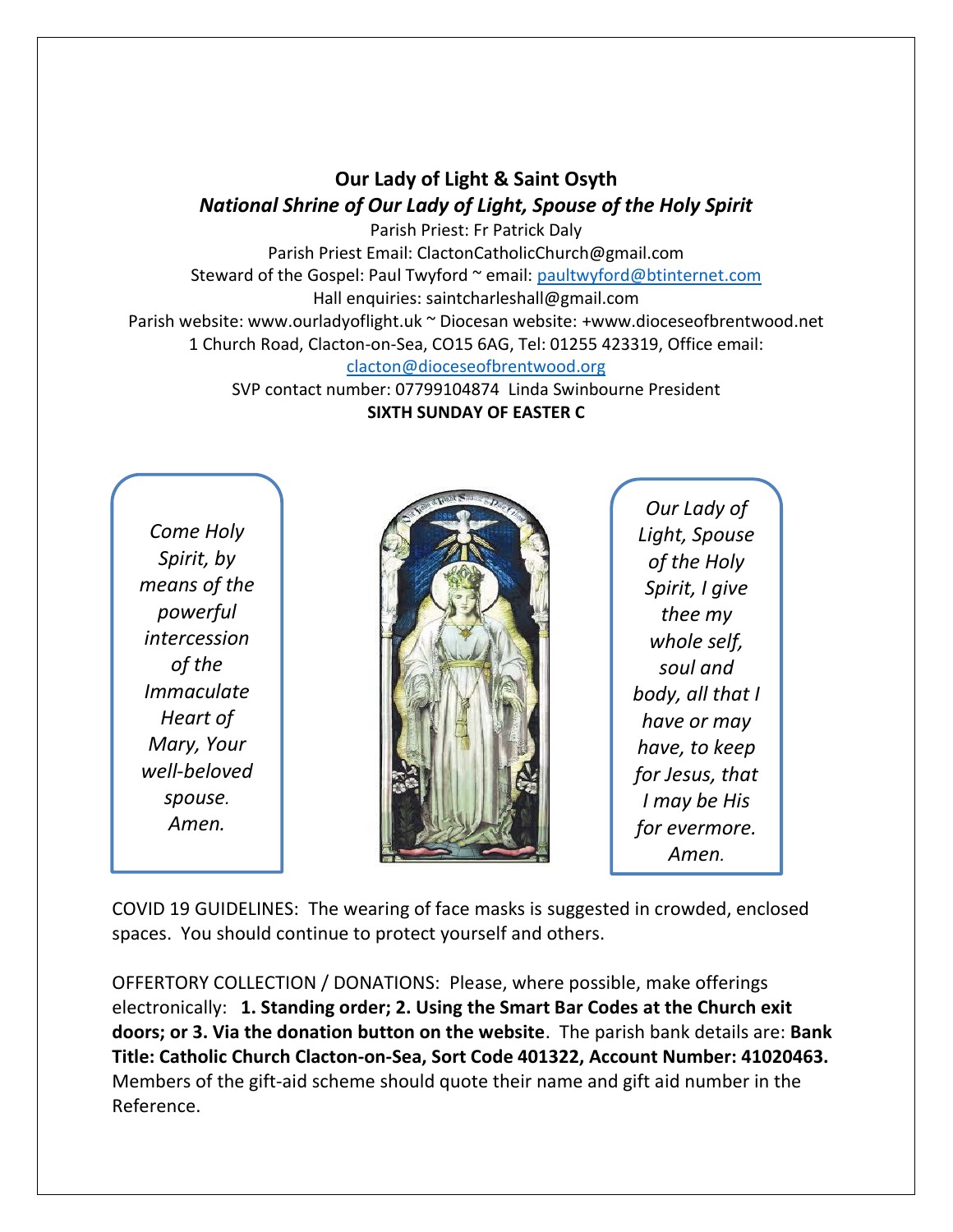# Our Lady of Light & Saint Osyth

## *National Shrine of Our Lady of Light, Spouse of the Holy Spirit*

Parish Priest: Fr Patrick Daly
Parish Priest Email: ClactonCatholicChurch@gmail.com
Steward of the Gospel: Paul Twyford ~ email: paultwyford@btinternet.com
Hall enquiries: saintcharleshall@gmail.com
Parish website: www.ourladyoflight.uk ~ Diocesan website: +www.dioceseofbrentwood.net
1 Church Road, Clacton-on-Sea, CO15 6AG, Tel: 01255 423319, Office email: clacton@dioceseofbrentwood.org
SVP contact number: 07799104874 Linda Swinbourne President

**SIXTH SUNDAY OF EASTER C**

*Come Holy Spirit, by means of the powerful intercession of the Immaculate Heart of Mary, Your well-beloved spouse. Amen.*

*Our Lady of Light, Spouse of the Holy Spirit, I give thee my whole self, soul and body, all that I have or may have, to keep for Jesus, that I may be His for evermore. Amen.*

COVID 19 GUIDELINES: The wearing of face masks is suggested in crowded, enclosed spaces. You should continue to protect yourself and others.

OFFERTORY COLLECTION / DONATIONS: Please, where possible, make offerings electronically: **1. Standing order; 2. Using the Smart Bar Codes at the Church exit doors; or 3. Via the donation button on the website**. The parish bank details are: **Bank Title: Catholic Church Clacton-on-Sea, Sort Code 401322, Account Number: 41020463.** Members of the gift-aid scheme should quote their name and gift aid number in the Reference.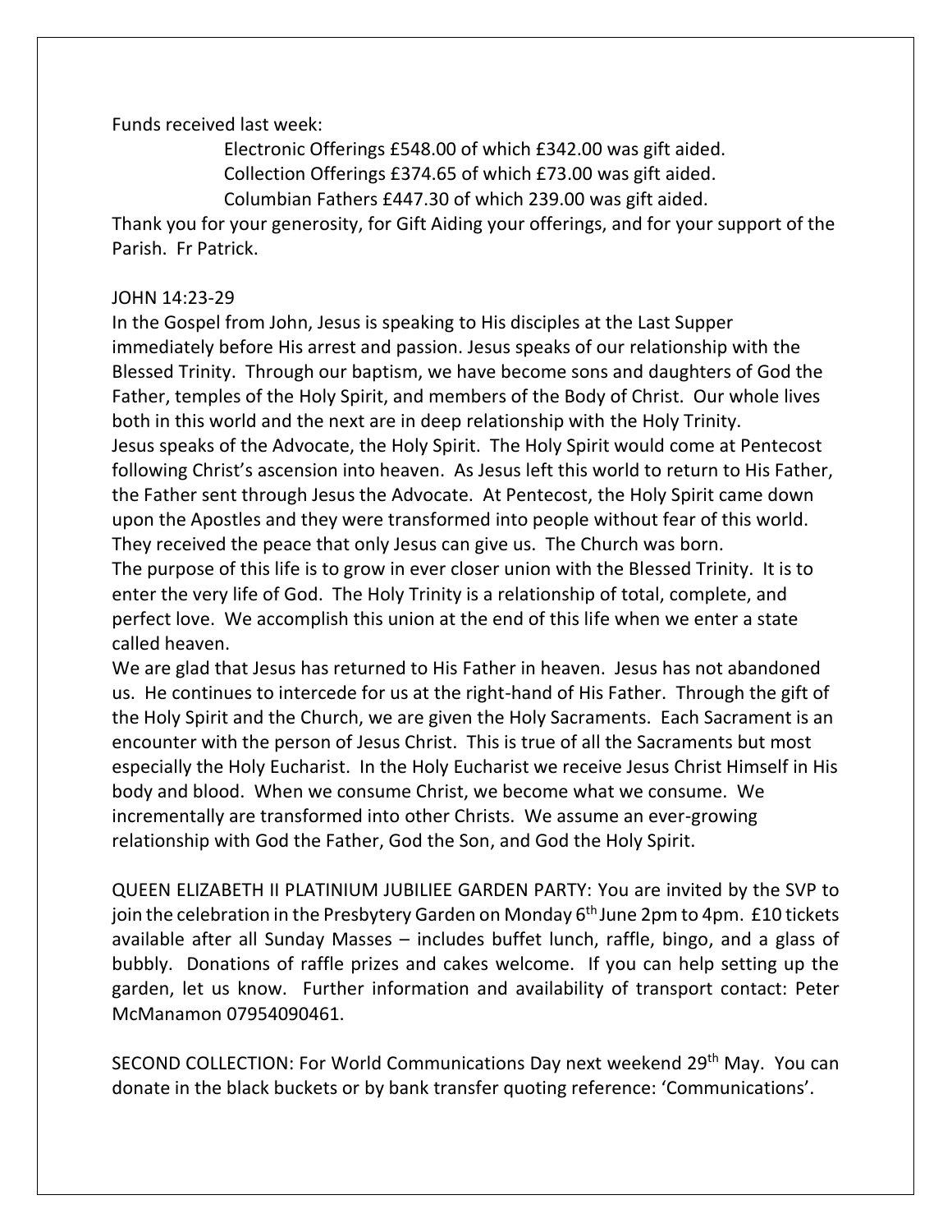Funds received last week:

Electronic Offerings £548.00 of which £342.00 was gift aided.
Collection Offerings £374.65 of which £73.00 was gift aided.
Columbian Fathers £447.30 of which 239.00 was gift aided.

Thank you for your generosity, for Gift Aiding your offerings, and for your support of the Parish. Fr Patrick.

JOHN 14:23-29

In the Gospel from John, Jesus is speaking to His disciples at the Last Supper immediately before His arrest and passion. Jesus speaks of our relationship with the Blessed Trinity. Through our baptism, we have become sons and daughters of God the Father, temples of the Holy Spirit, and members of the Body of Christ. Our whole lives both in this world and the next are in deep relationship with the Holy Trinity.

Jesus speaks of the Advocate, the Holy Spirit. The Holy Spirit would come at Pentecost following Christ's ascension into heaven. As Jesus left this world to return to His Father, the Father sent through Jesus the Advocate. At Pentecost, the Holy Spirit came down upon the Apostles and they were transformed into people without fear of this world. They received the peace that only Jesus can give us. The Church was born.

The purpose of this life is to grow in ever closer union with the Blessed Trinity. It is to enter the very life of God. The Holy Trinity is a relationship of total, complete, and perfect love. We accomplish this union at the end of this life when we enter a state called heaven.

We are glad that Jesus has returned to His Father in heaven. Jesus has not abandoned us. He continues to intercede for us at the right-hand of His Father. Through the gift of the Holy Spirit and the Church, we are given the Holy Sacraments. Each Sacrament is an encounter with the person of Jesus Christ. This is true of all the Sacraments but most especially the Holy Eucharist. In the Holy Eucharist we receive Jesus Christ Himself in His body and blood. When we consume Christ, we become what we consume. We incrementally are transformed into other Christs. We assume an ever-growing relationship with God the Father, God the Son, and God the Holy Spirit.

QUEEN ELIZABETH II PLATINIUM JUBILIEE GARDEN PARTY: You are invited by the SVP to join the celebration in the Presbytery Garden on Monday 6th June 2pm to 4pm. £10 tickets available after all Sunday Masses – includes buffet lunch, raffle, bingo, and a glass of bubbly. Donations of raffle prizes and cakes welcome. If you can help setting up the garden, let us know. Further information and availability of transport contact: Peter McManamon 07954090461.

SECOND COLLECTION: For World Communications Day next weekend 29th May. You can donate in the black buckets or by bank transfer quoting reference: 'Communications'.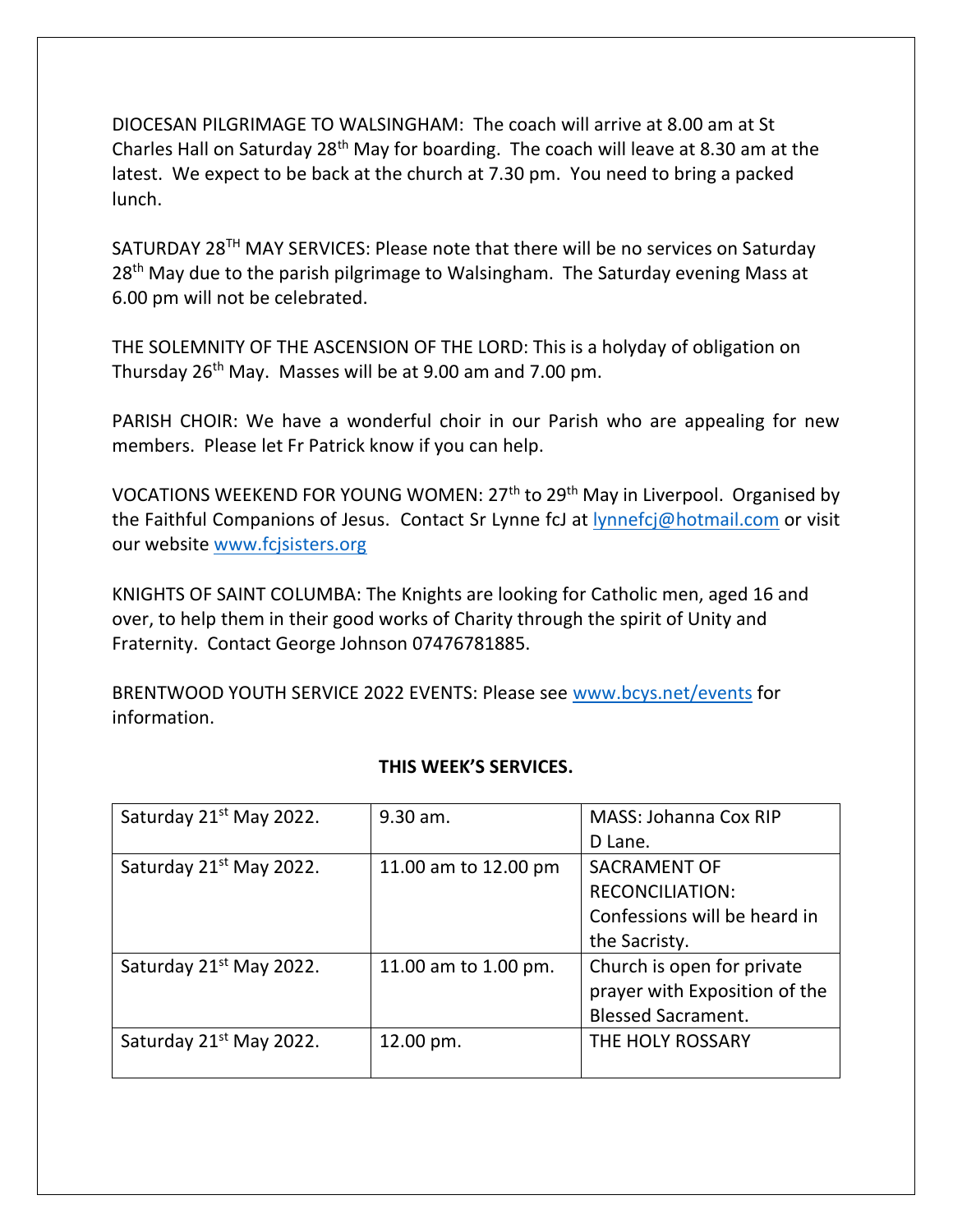DIOCESAN PILGRIMAGE TO WALSINGHAM: The coach will arrive at 8.00 am at St Charles Hall on Saturday 28th May for boarding. The coach will leave at 8.30 am at the latest. We expect to be back at the church at 7.30 pm. You need to bring a packed lunch.

SATURDAY 28TH MAY SERVICES: Please note that there will be no services on Saturday 28th May due to the parish pilgrimage to Walsingham. The Saturday evening Mass at 6.00 pm will not be celebrated.

THE SOLEMNITY OF THE ASCENSION OF THE LORD: This is a holyday of obligation on Thursday 26th May. Masses will be at 9.00 am and 7.00 pm.

PARISH CHOIR: We have a wonderful choir in our Parish who are appealing for new members. Please let Fr Patrick know if you can help.

VOCATIONS WEEKEND FOR YOUNG WOMEN: 27th to 29th May in Liverpool. Organised by the Faithful Companions of Jesus. Contact Sr Lynne fcJ at lynnefcj@hotmail.com or visit our website www.fcjsisters.org

KNIGHTS OF SAINT COLUMBA: The Knights are looking for Catholic men, aged 16 and over, to help them in their good works of Charity through the spirit of Unity and Fraternity. Contact George Johnson 07476781885.

BRENTWOOD YOUTH SERVICE 2022 EVENTS: Please see www.bcys.net/events for information.

**THIS WEEK'S SERVICES.**

| | | |
|---|---|---|
| Saturday 21st May 2022. | 9.30 am. | MASS: Johanna Cox RIP D Lane. |
| Saturday 21st May 2022. | 11.00 am to 12.00 pm | SACRAMENT OF RECONCILIATION: Confessions will be heard in the Sacristy. |
| Saturday 21st May 2022. | 11.00 am to 1.00 pm. | Church is open for private prayer with Exposition of the Blessed Sacrament. |
| Saturday 21st May 2022. | 12.00 pm. | THE HOLY ROSSARY |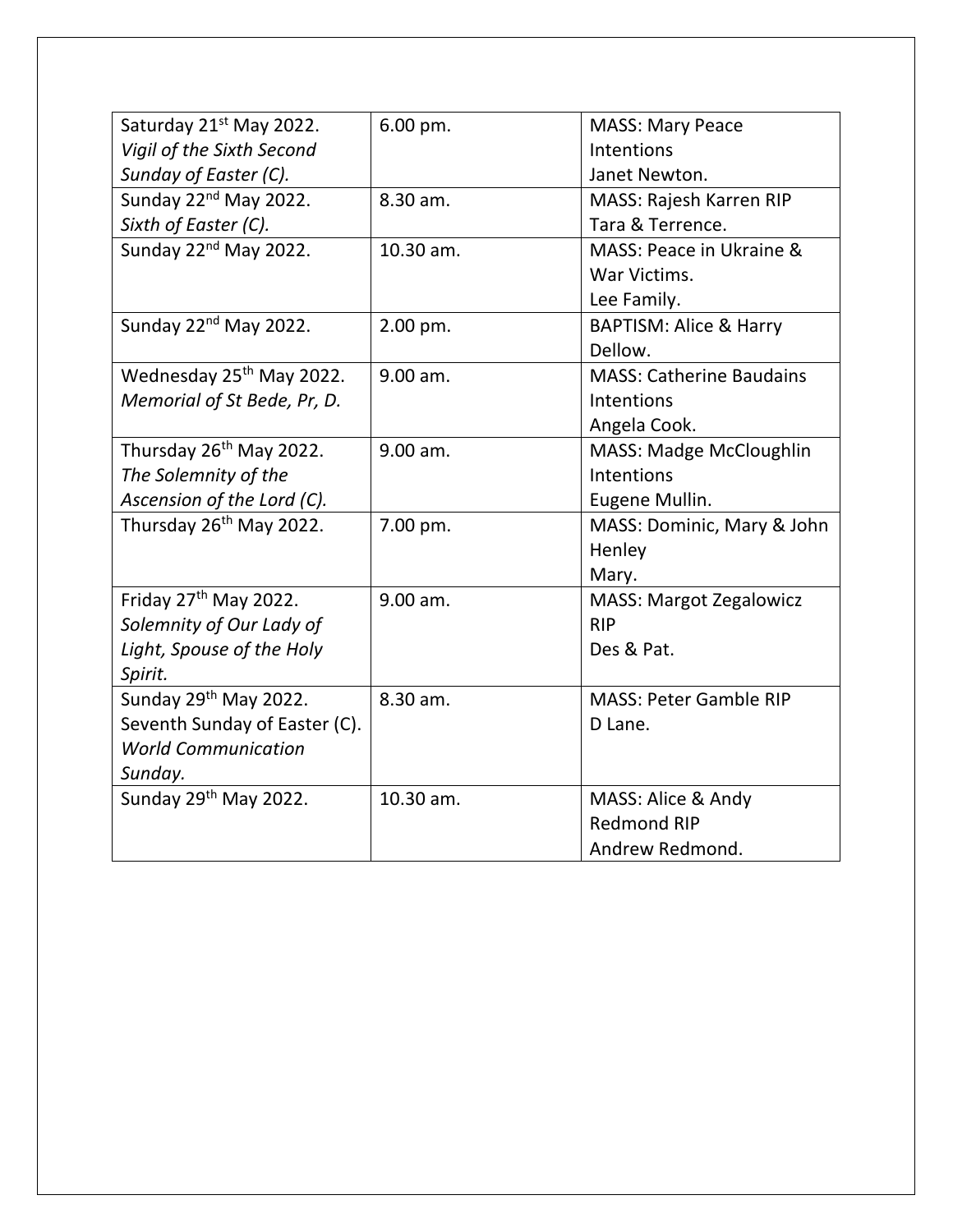| | | |
|---|---|---|
| Saturday 21st May 2022. *Vigil of the Sixth Second Sunday of Easter (C).* | 6.00 pm. | MASS: Mary Peace Intentions Janet Newton. |
| Sunday 22nd May 2022. *Sixth of Easter (C).* | 8.30 am. | MASS: Rajesh Karren RIP Tara & Terrence. |
| Sunday 22nd May 2022. | 10.30 am. | MASS: Peace in Ukraine & War Victims. Lee Family. |
| Sunday 22nd May 2022. | 2.00 pm. | BAPTISM: Alice & Harry Dellow. |
| Wednesday 25th May 2022. *Memorial of St Bede, Pr, D.* | 9.00 am. | MASS: Catherine Baudains Intentions Angela Cook. |
| Thursday 26th May 2022. *The Solemnity of the Ascension of the Lord (C).* | 9.00 am. | MASS: Madge McCloughlin Intentions Eugene Mullin. |
| Thursday 26th May 2022. | 7.00 pm. | MASS: Dominic, Mary & John Henley Mary. |
| Friday 27th May 2022. *Solemnity of Our Lady of Light, Spouse of the Holy Spirit.* | 9.00 am. | MASS: Margot Zegalowicz RIP Des & Pat. |
| Sunday 29th May 2022. Seventh Sunday of Easter (C). *World Communication Sunday.* | 8.30 am. | MASS: Peter Gamble RIP D Lane. |
| Sunday 29th May 2022. | 10.30 am. | MASS: Alice & Andy Redmond RIP Andrew Redmond. |